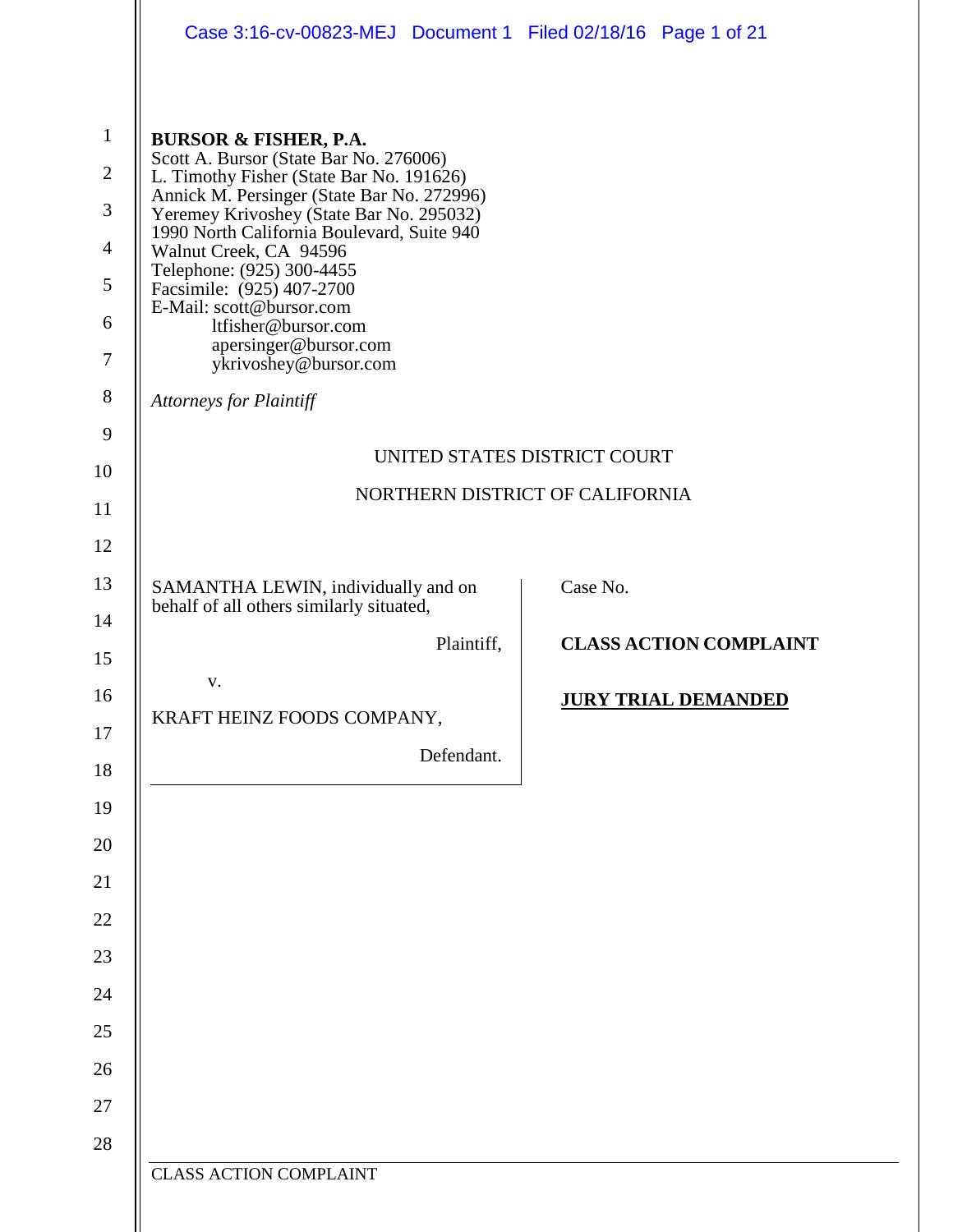**BURSOR & FISHER, P.A.**
Scott A. Bursor (State Bar No. 276006)
L. Timothy Fisher (State Bar No. 191626)
Annick M. Persinger (State Bar No. 272996)
Yeremey Krivoshey (State Bar No. 295032)
1990 North California Boulevard, Suite 940
Walnut Creek, CA 94596
Telephone: (925) 300-4455
Facsimile: (925) 407-2700
E-Mail: scott@bursor.com
ltfisher@bursor.com
apersinger@bursor.com
ykrivoshey@bursor.com

*Attorneys for Plaintiff*

UNITED STATES DISTRICT COURT

NORTHERN DISTRICT OF CALIFORNIA

SAMANTHA LEWIN, individually and on behalf of all others similarly situated,

Plaintiff,

v.

KRAFT HEINZ FOODS COMPANY,

Defendant.

Case No.

**CLASS ACTION COMPLAINT**

**JURY TRIAL DEMANDED**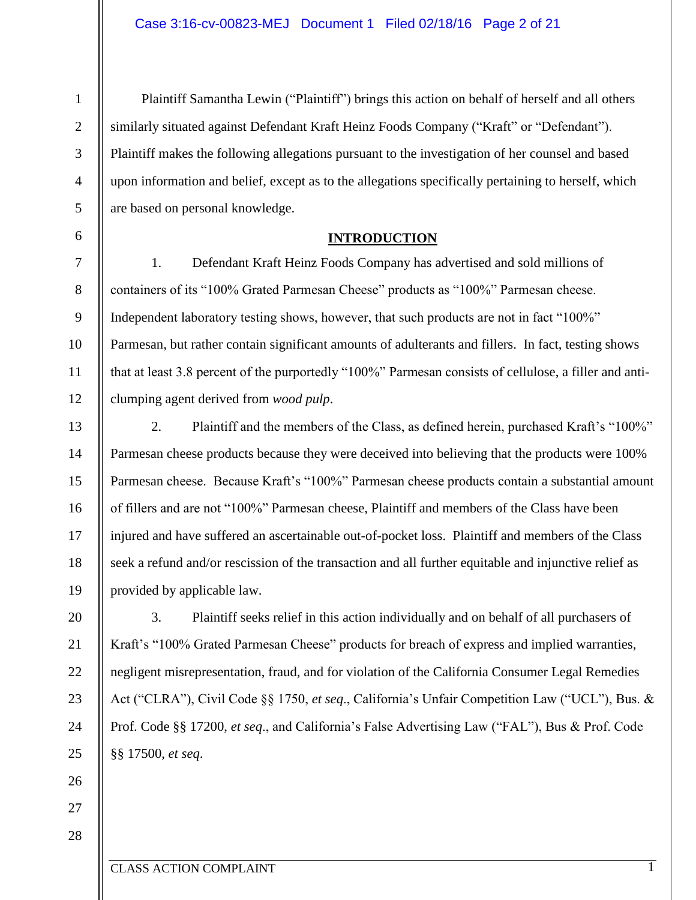Plaintiff Samantha Lewin ("Plaintiff") brings this action on behalf of herself and all others similarly situated against Defendant Kraft Heinz Foods Company ("Kraft" or "Defendant"). Plaintiff makes the following allegations pursuant to the investigation of her counsel and based upon information and belief, except as to the allegations specifically pertaining to herself, which are based on personal knowledge.

## INTRODUCTION

1. Defendant Kraft Heinz Foods Company has advertised and sold millions of containers of its "100% Grated Parmesan Cheese" products as "100%" Parmesan cheese. Independent laboratory testing shows, however, that such products are not in fact "100%" Parmesan, but rather contain significant amounts of adulterants and fillers. In fact, testing shows that at least 3.8 percent of the purportedly "100%" Parmesan consists of cellulose, a filler and anti-clumping agent derived from *wood pulp*.

2. Plaintiff and the members of the Class, as defined herein, purchased Kraft's "100%" Parmesan cheese products because they were deceived into believing that the products were 100% Parmesan cheese. Because Kraft's "100%" Parmesan cheese products contain a substantial amount of fillers and are not "100%" Parmesan cheese, Plaintiff and members of the Class have been injured and have suffered an ascertainable out-of-pocket loss. Plaintiff and members of the Class seek a refund and/or rescission of the transaction and all further equitable and injunctive relief as provided by applicable law.

3. Plaintiff seeks relief in this action individually and on behalf of all purchasers of Kraft's "100% Grated Parmesan Cheese" products for breach of express and implied warranties, negligent misrepresentation, fraud, and for violation of the California Consumer Legal Remedies Act ("CLRA"), Civil Code §§ 1750, *et seq*., California's Unfair Competition Law ("UCL"), Bus. & Prof. Code §§ 17200, *et seq*., and California's False Advertising Law ("FAL"), Bus & Prof. Code §§ 17500, *et seq*.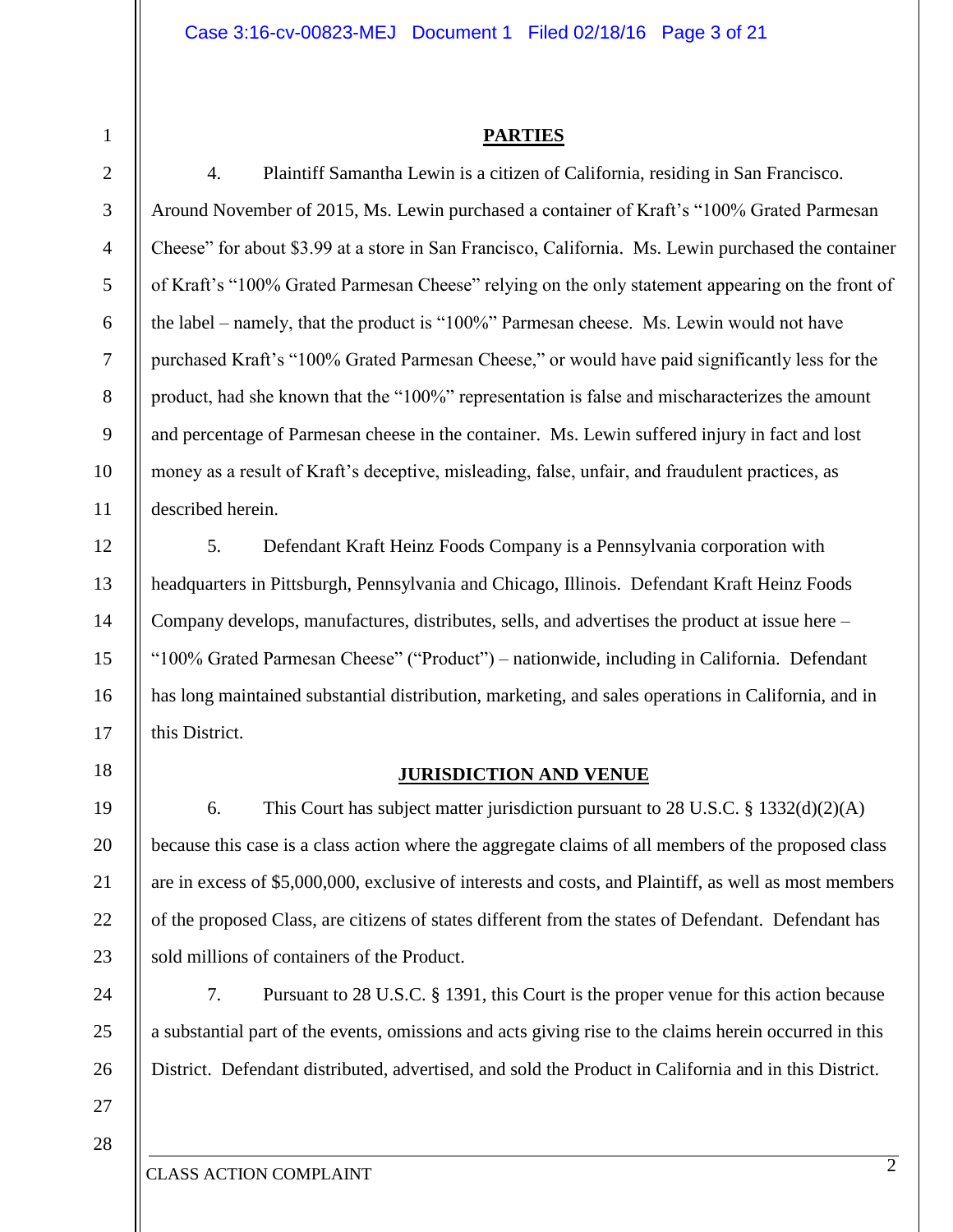## PARTIES

4. Plaintiff Samantha Lewin is a citizen of California, residing in San Francisco. Around November of 2015, Ms. Lewin purchased a container of Kraft's "100% Grated Parmesan Cheese" for about $3.99 at a store in San Francisco, California. Ms. Lewin purchased the container of Kraft's "100% Grated Parmesan Cheese" relying on the only statement appearing on the front of the label – namely, that the product is "100%" Parmesan cheese. Ms. Lewin would not have purchased Kraft's "100% Grated Parmesan Cheese," or would have paid significantly less for the product, had she known that the "100%" representation is false and mischaracterizes the amount and percentage of Parmesan cheese in the container. Ms. Lewin suffered injury in fact and lost money as a result of Kraft's deceptive, misleading, false, unfair, and fraudulent practices, as described herein.

5. Defendant Kraft Heinz Foods Company is a Pennsylvania corporation with headquarters in Pittsburgh, Pennsylvania and Chicago, Illinois. Defendant Kraft Heinz Foods Company develops, manufactures, distributes, sells, and advertises the product at issue here – "100% Grated Parmesan Cheese" ("Product") – nationwide, including in California. Defendant has long maintained substantial distribution, marketing, and sales operations in California, and in this District.

## JURISDICTION AND VENUE

6. This Court has subject matter jurisdiction pursuant to 28 U.S.C. § 1332(d)(2)(A) because this case is a class action where the aggregate claims of all members of the proposed class are in excess of $5,000,000, exclusive of interests and costs, and Plaintiff, as well as most members of the proposed Class, are citizens of states different from the states of Defendant. Defendant has sold millions of containers of the Product.

7. Pursuant to 28 U.S.C. § 1391, this Court is the proper venue for this action because a substantial part of the events, omissions and acts giving rise to the claims herein occurred in this District. Defendant distributed, advertised, and sold the Product in California and in this District.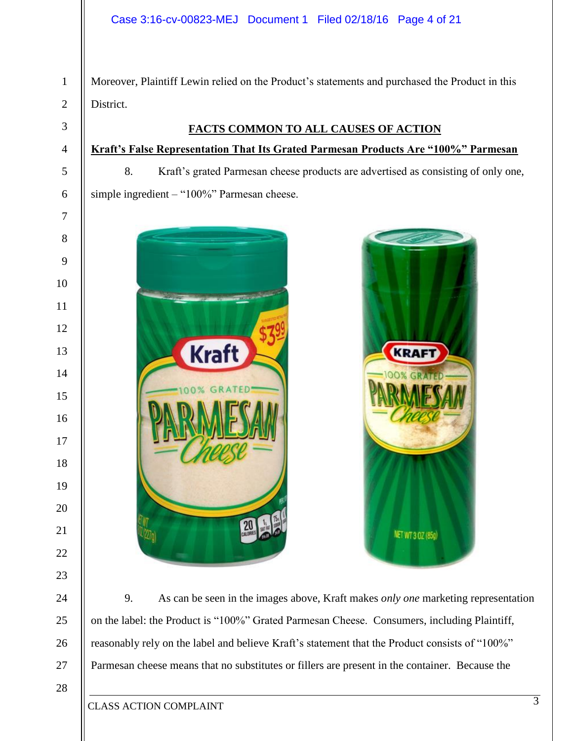Moreover, Plaintiff Lewin relied on the Product's statements and purchased the Product in this District.

## FACTS COMMON TO ALL CAUSES OF ACTION

### Kraft's False Representation That Its Grated Parmesan Products Are "100%" Parmesan

8. Kraft's grated Parmesan cheese products are advertised as consisting of only one, simple ingredient – "100%" Parmesan cheese.

9. As can be seen in the images above, Kraft makes *only one* marketing representation on the label: the Product is "100%" Grated Parmesan Cheese. Consumers, including Plaintiff, reasonably rely on the label and believe Kraft's statement that the Product consists of "100%" Parmesan cheese means that no substitutes or fillers are present in the container. Because the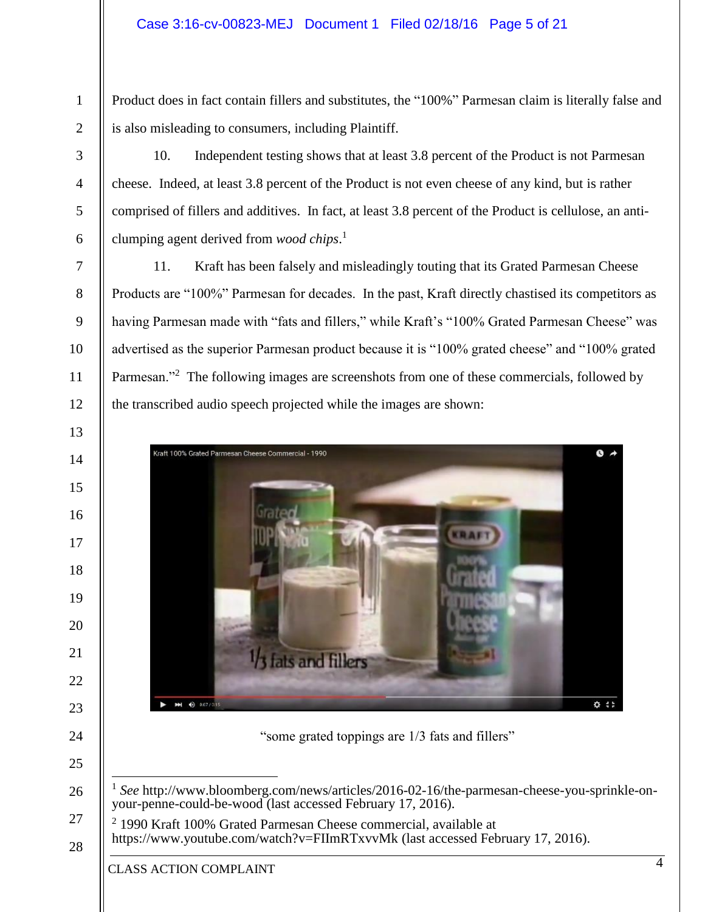Product does in fact contain fillers and substitutes, the "100%" Parmesan claim is literally false and is also misleading to consumers, including Plaintiff.

10. Independent testing shows that at least 3.8 percent of the Product is not Parmesan cheese. Indeed, at least 3.8 percent of the Product is not even cheese of any kind, but is rather comprised of fillers and additives. In fact, at least 3.8 percent of the Product is cellulose, an anti-clumping agent derived from *wood chips*.[1]

11. Kraft has been falsely and misleadingly touting that its Grated Parmesan Cheese Products are "100%" Parmesan for decades. In the past, Kraft directly chastised its competitors as having Parmesan made with "fats and fillers," while Kraft's "100% Grated Parmesan Cheese" was advertised as the superior Parmesan product because it is "100% grated cheese" and "100% grated Parmesan."[2] The following images are screenshots from one of these commercials, followed by the transcribed audio speech projected while the images are shown:

"some grated toppings are 1/3 fats and fillers"

---

[1] *See* http://www.bloomberg.com/news/articles/2016-02-16/the-parmesan-cheese-you-sprinkle-on-your-penne-could-be-wood (last accessed February 17, 2016).

[2] 1990 Kraft 100% Grated Parmesan Cheese commercial, available at https://www.youtube.com/watch?v=FIImRTxvvMk (last accessed February 17, 2016).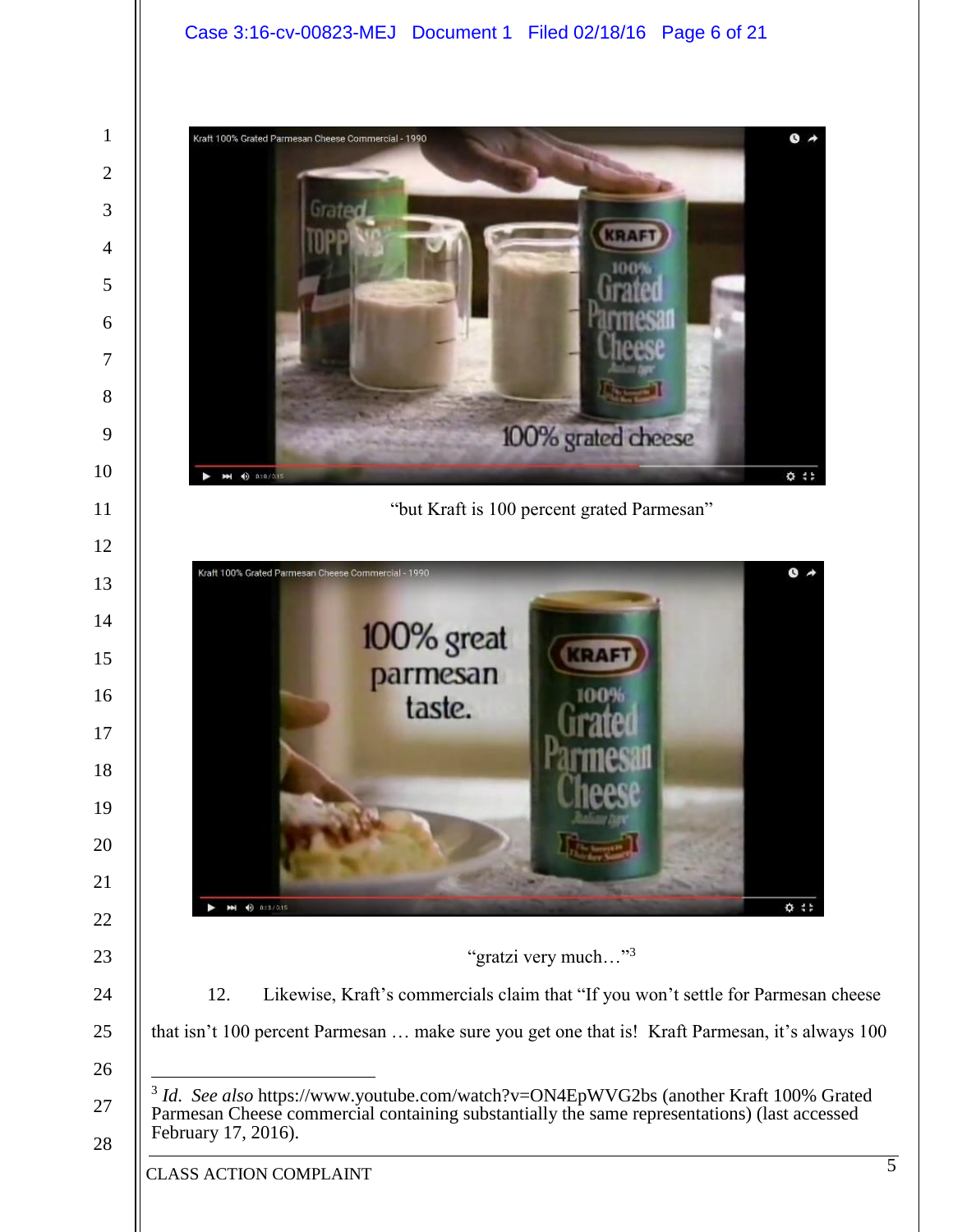"but Kraft is 100 percent grated Parmesan"

"gratzi very much…"[3]

12. Likewise, Kraft's commercials claim that "If you won't settle for Parmesan cheese that isn't 100 percent Parmesan … make sure you get one that is! Kraft Parmesan, it's always 100

---

[3] *Id. See also* https://www.youtube.com/watch?v=ON4EpWVG2bs (another Kraft 100% Grated Parmesan Cheese commercial containing substantially the same representations) (last accessed February 17, 2016).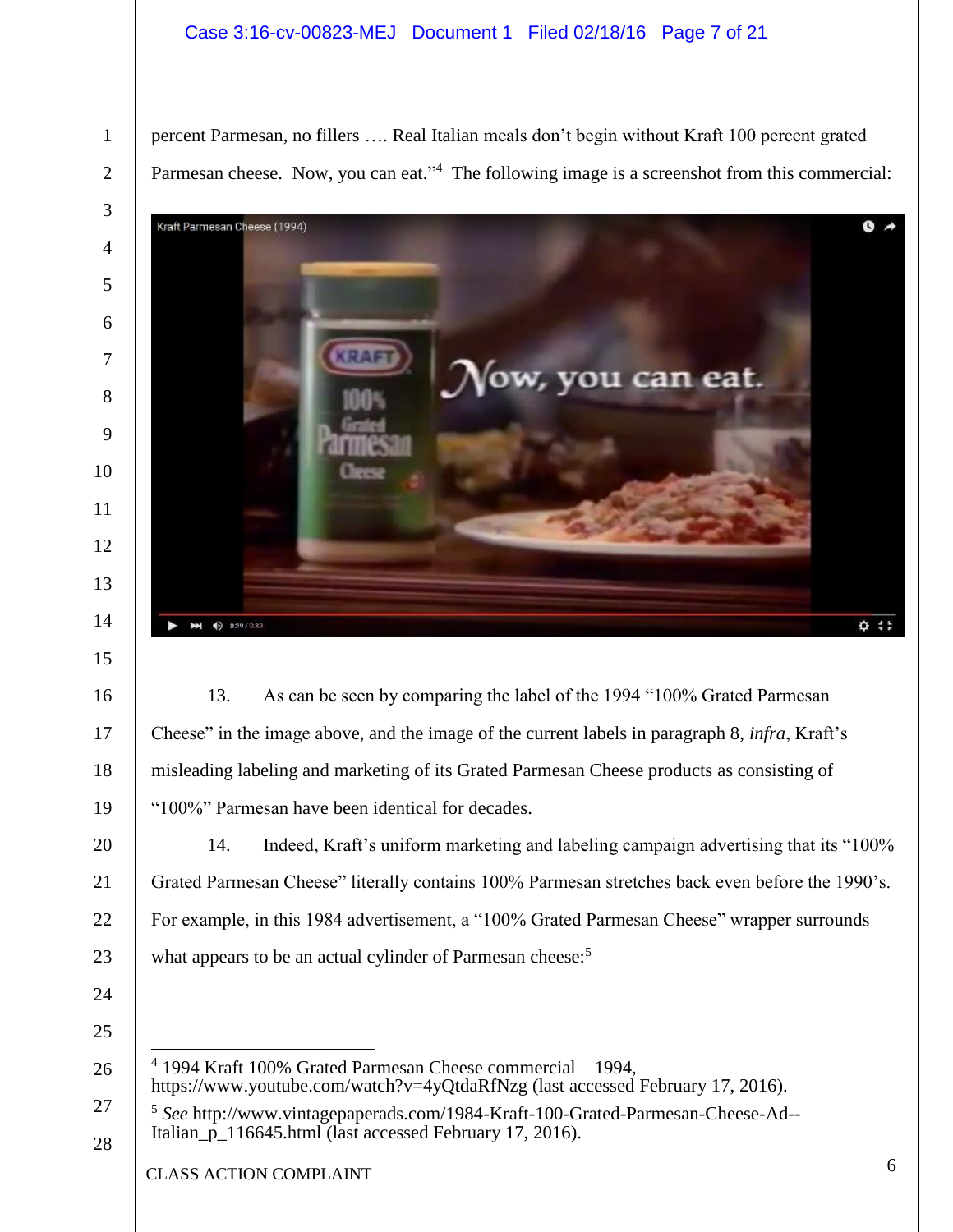percent Parmesan, no fillers …. Real Italian meals don't begin without Kraft 100 percent grated Parmesan cheese. Now, you can eat."[4] The following image is a screenshot from this commercial:

13. As can be seen by comparing the label of the 1994 "100% Grated Parmesan Cheese" in the image above, and the image of the current labels in paragraph 8, *infra*, Kraft's misleading labeling and marketing of its Grated Parmesan Cheese products as consisting of "100%" Parmesan have been identical for decades.

14. Indeed, Kraft's uniform marketing and labeling campaign advertising that its "100% Grated Parmesan Cheese" literally contains 100% Parmesan stretches back even before the 1990's. For example, in this 1984 advertisement, a "100% Grated Parmesan Cheese" wrapper surrounds what appears to be an actual cylinder of Parmesan cheese:[5]

---

[4] 1994 Kraft 100% Grated Parmesan Cheese commercial – 1994, https://www.youtube.com/watch?v=4yQtdaRfNzg (last accessed February 17, 2016).

[5] *See* http://www.vintagepaperads.com/1984-Kraft-100-Grated-Parmesan-Cheese-Ad--Italian_p_116645.html (last accessed February 17, 2016).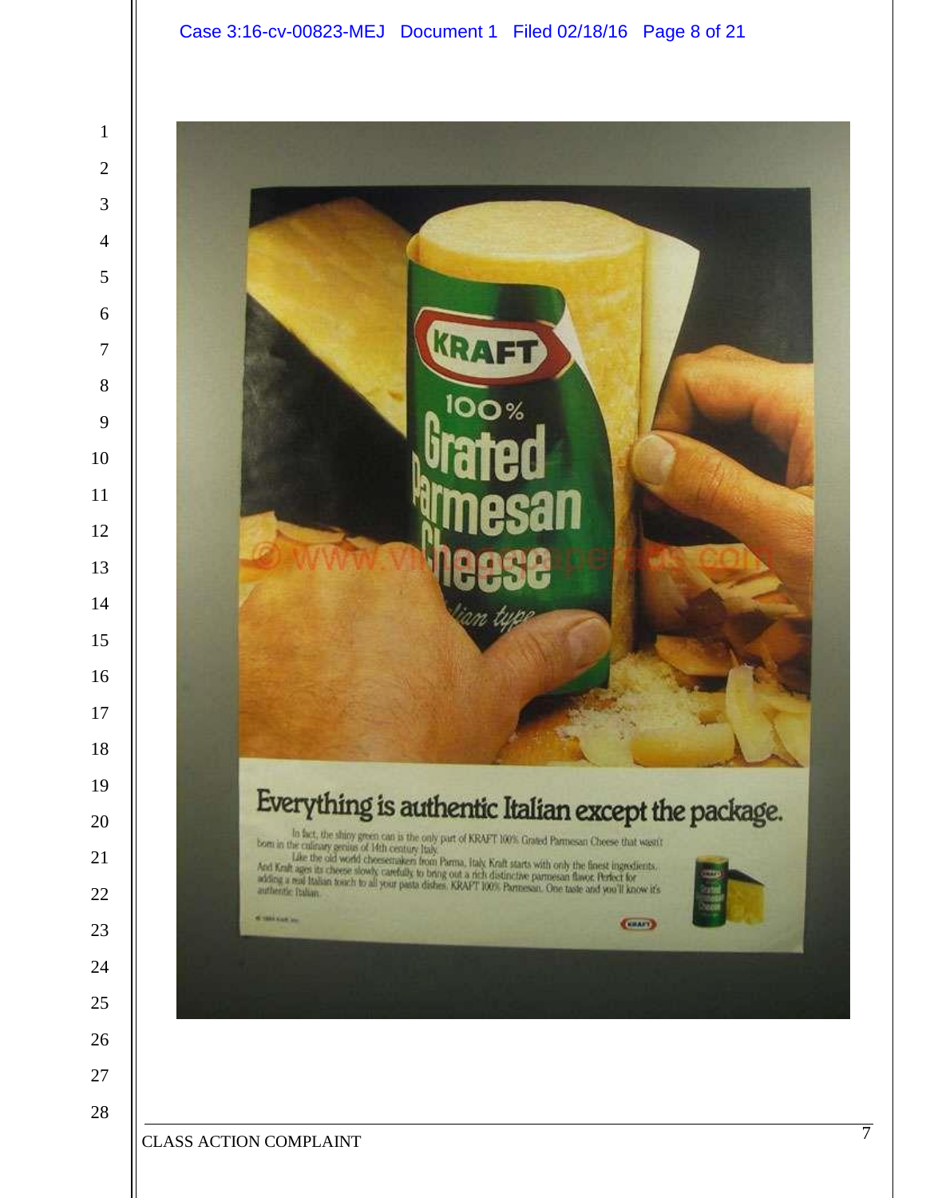KRAFT

100% Grated Parmesan Cheese

Italian type

Everything is authentic Italian except the package.

In fact, the shiny green can is the only part of KRAFT 100% Grated Parmesan Cheese that wasn't born in the culinary genius of 14th century Italy.

Like the old world cheesemakers from Parma, Italy, Kraft starts with only the finest ingredients. And Kraft ages its cheese slowly, carefully, to bring out a rich distinctive parmesan flavor. Perfect for adding a real Italian touch to all your pasta dishes. KRAFT 100% Parmesan. One taste and you'll know it's authentic Italian.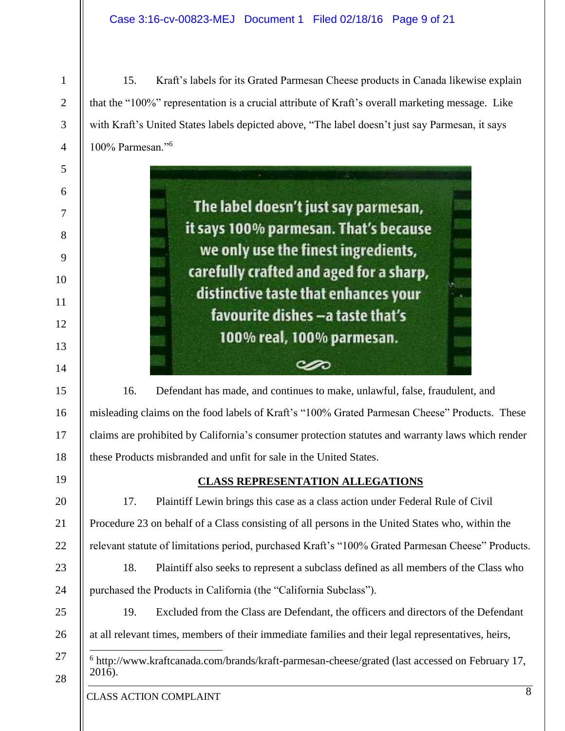15. Kraft's labels for its Grated Parmesan Cheese products in Canada likewise explain that the "100%" representation is a crucial attribute of Kraft's overall marketing message. Like with Kraft's United States labels depicted above, "The label doesn't just say Parmesan, it says 100% Parmesan."[6]

The label doesn't just say parmesan, it says 100% parmesan. That's because we only use the finest ingredients, carefully crafted and aged for a sharp, distinctive taste that enhances your favourite dishes – a taste that's 100% real, 100% parmesan.

16. Defendant has made, and continues to make, unlawful, false, fraudulent, and misleading claims on the food labels of Kraft's "100% Grated Parmesan Cheese" Products. These claims are prohibited by California's consumer protection statutes and warranty laws which render these Products misbranded and unfit for sale in the United States.

## CLASS REPRESENTATION ALLEGATIONS

17. Plaintiff Lewin brings this case as a class action under Federal Rule of Civil Procedure 23 on behalf of a Class consisting of all persons in the United States who, within the relevant statute of limitations period, purchased Kraft's "100% Grated Parmesan Cheese" Products.

18. Plaintiff also seeks to represent a subclass defined as all members of the Class who purchased the Products in California (the "California Subclass").

19. Excluded from the Class are Defendant, the officers and directors of the Defendant at all relevant times, members of their immediate families and their legal representatives, heirs,

---

[6] http://www.kraftcanada.com/brands/kraft-parmesan-cheese/grated (last accessed on February 17, 2016).

CLASS ACTION COMPLAINT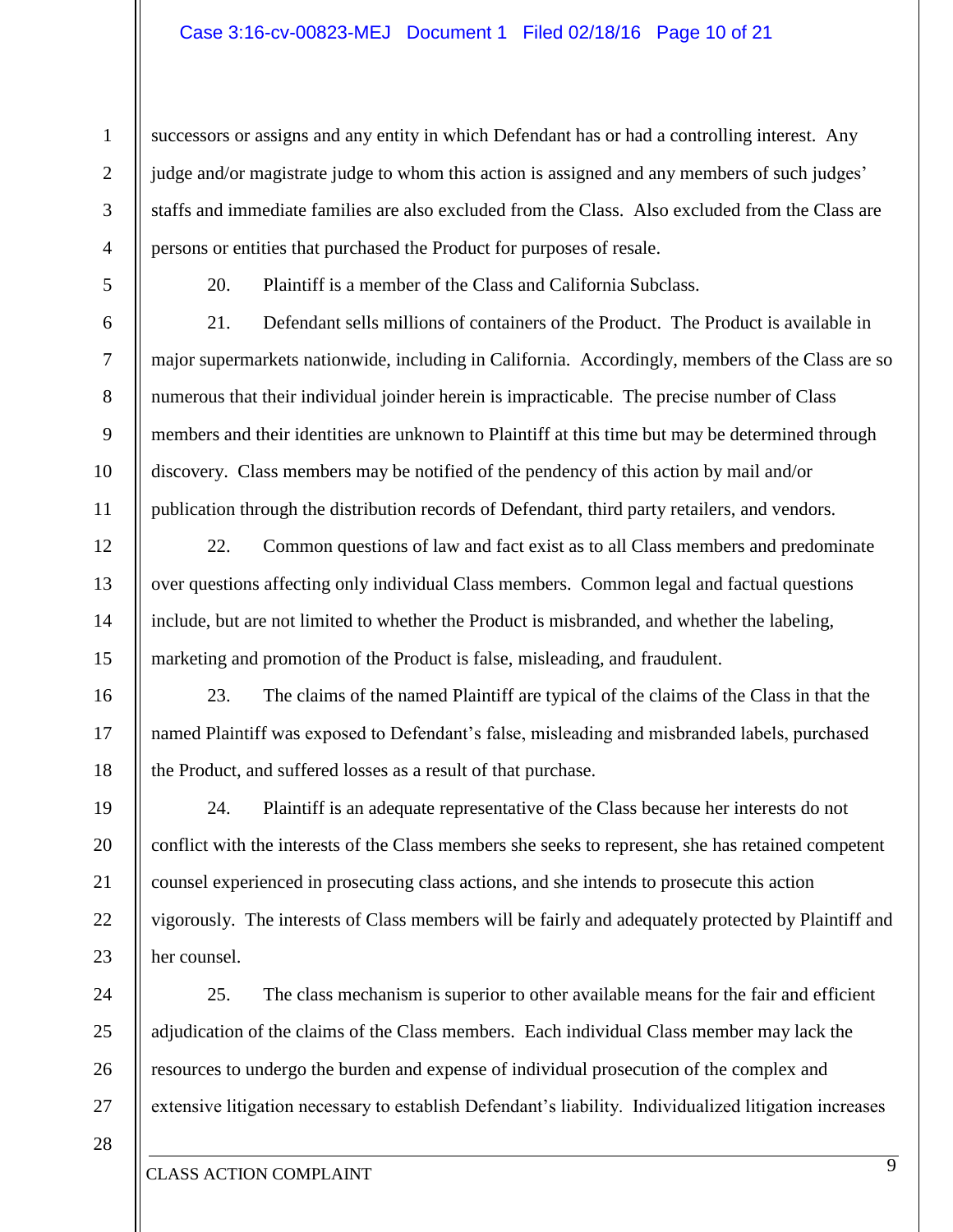successors or assigns and any entity in which Defendant has or had a controlling interest. Any judge and/or magistrate judge to whom this action is assigned and any members of such judges' staffs and immediate families are also excluded from the Class. Also excluded from the Class are persons or entities that purchased the Product for purposes of resale.

20. Plaintiff is a member of the Class and California Subclass.

21. Defendant sells millions of containers of the Product. The Product is available in major supermarkets nationwide, including in California. Accordingly, members of the Class are so numerous that their individual joinder herein is impracticable. The precise number of Class members and their identities are unknown to Plaintiff at this time but may be determined through discovery. Class members may be notified of the pendency of this action by mail and/or publication through the distribution records of Defendant, third party retailers, and vendors.

22. Common questions of law and fact exist as to all Class members and predominate over questions affecting only individual Class members. Common legal and factual questions include, but are not limited to whether the Product is misbranded, and whether the labeling, marketing and promotion of the Product is false, misleading, and fraudulent.

23. The claims of the named Plaintiff are typical of the claims of the Class in that the named Plaintiff was exposed to Defendant's false, misleading and misbranded labels, purchased the Product, and suffered losses as a result of that purchase.

24. Plaintiff is an adequate representative of the Class because her interests do not conflict with the interests of the Class members she seeks to represent, she has retained competent counsel experienced in prosecuting class actions, and she intends to prosecute this action vigorously. The interests of Class members will be fairly and adequately protected by Plaintiff and her counsel.

25. The class mechanism is superior to other available means for the fair and efficient adjudication of the claims of the Class members. Each individual Class member may lack the resources to undergo the burden and expense of individual prosecution of the complex and extensive litigation necessary to establish Defendant's liability. Individualized litigation increases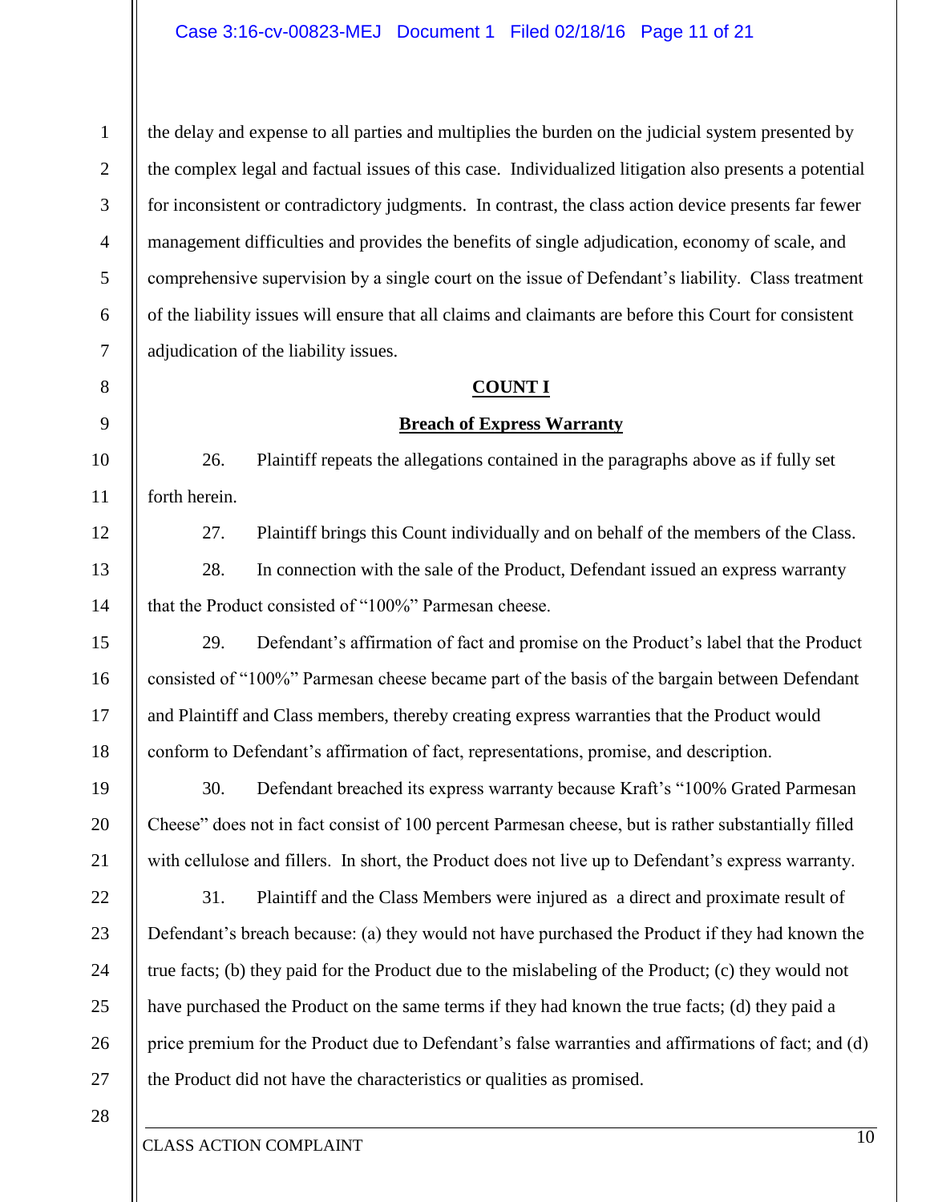the delay and expense to all parties and multiplies the burden on the judicial system presented by the complex legal and factual issues of this case. Individualized litigation also presents a potential for inconsistent or contradictory judgments. In contrast, the class action device presents far fewer management difficulties and provides the benefits of single adjudication, economy of scale, and comprehensive supervision by a single court on the issue of Defendant's liability. Class treatment of the liability issues will ensure that all claims and claimants are before this Court for consistent adjudication of the liability issues.

**COUNT I**

**Breach of Express Warranty**

26. Plaintiff repeats the allegations contained in the paragraphs above as if fully set forth herein.

27. Plaintiff brings this Count individually and on behalf of the members of the Class.

28. In connection with the sale of the Product, Defendant issued an express warranty that the Product consisted of "100%" Parmesan cheese.

29. Defendant's affirmation of fact and promise on the Product's label that the Product consisted of "100%" Parmesan cheese became part of the basis of the bargain between Defendant and Plaintiff and Class members, thereby creating express warranties that the Product would conform to Defendant's affirmation of fact, representations, promise, and description.

30. Defendant breached its express warranty because Kraft's "100% Grated Parmesan Cheese" does not in fact consist of 100 percent Parmesan cheese, but is rather substantially filled with cellulose and fillers. In short, the Product does not live up to Defendant's express warranty.

31. Plaintiff and the Class Members were injured as a direct and proximate result of Defendant's breach because: (a) they would not have purchased the Product if they had known the true facts; (b) they paid for the Product due to the mislabeling of the Product; (c) they would not have purchased the Product on the same terms if they had known the true facts; (d) they paid a price premium for the Product due to Defendant's false warranties and affirmations of fact; and (d) the Product did not have the characteristics or qualities as promised.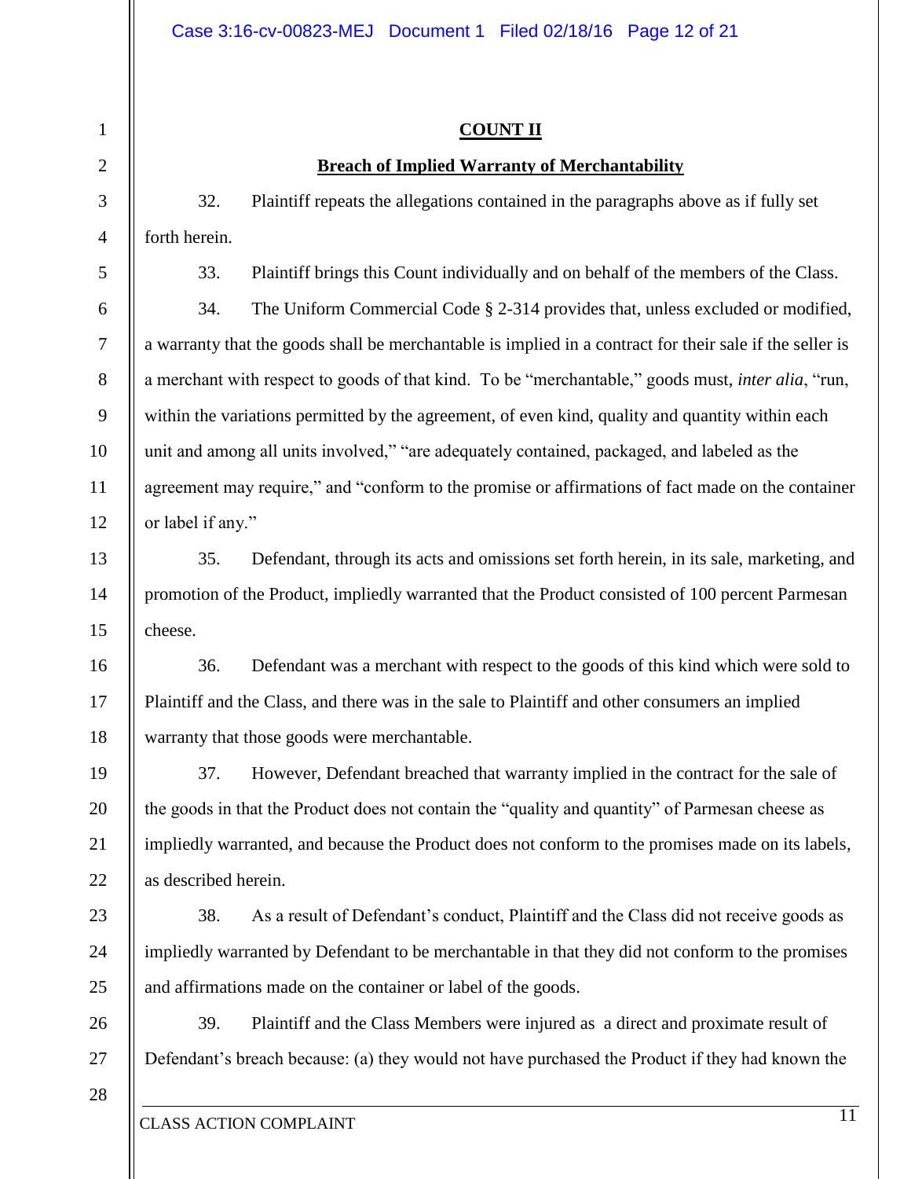**COUNT II**

**Breach of Implied Warranty of Merchantability**

32. Plaintiff repeats the allegations contained in the paragraphs above as if fully set forth herein.

33. Plaintiff brings this Count individually and on behalf of the members of the Class.

34. The Uniform Commercial Code § 2-314 provides that, unless excluded or modified, a warranty that the goods shall be merchantable is implied in a contract for their sale if the seller is a merchant with respect to goods of that kind. To be "merchantable," goods must, *inter alia*, "run, within the variations permitted by the agreement, of even kind, quality and quantity within each unit and among all units involved," "are adequately contained, packaged, and labeled as the agreement may require," and "conform to the promise or affirmations of fact made on the container or label if any."

35. Defendant, through its acts and omissions set forth herein, in its sale, marketing, and promotion of the Product, impliedly warranted that the Product consisted of 100 percent Parmesan cheese.

36. Defendant was a merchant with respect to the goods of this kind which were sold to Plaintiff and the Class, and there was in the sale to Plaintiff and other consumers an implied warranty that those goods were merchantable.

37. However, Defendant breached that warranty implied in the contract for the sale of the goods in that the Product does not contain the "quality and quantity" of Parmesan cheese as impliedly warranted, and because the Product does not conform to the promises made on its labels, as described herein.

38. As a result of Defendant's conduct, Plaintiff and the Class did not receive goods as impliedly warranted by Defendant to be merchantable in that they did not conform to the promises and affirmations made on the container or label of the goods.

39. Plaintiff and the Class Members were injured as a direct and proximate result of Defendant's breach because: (a) they would not have purchased the Product if they had known the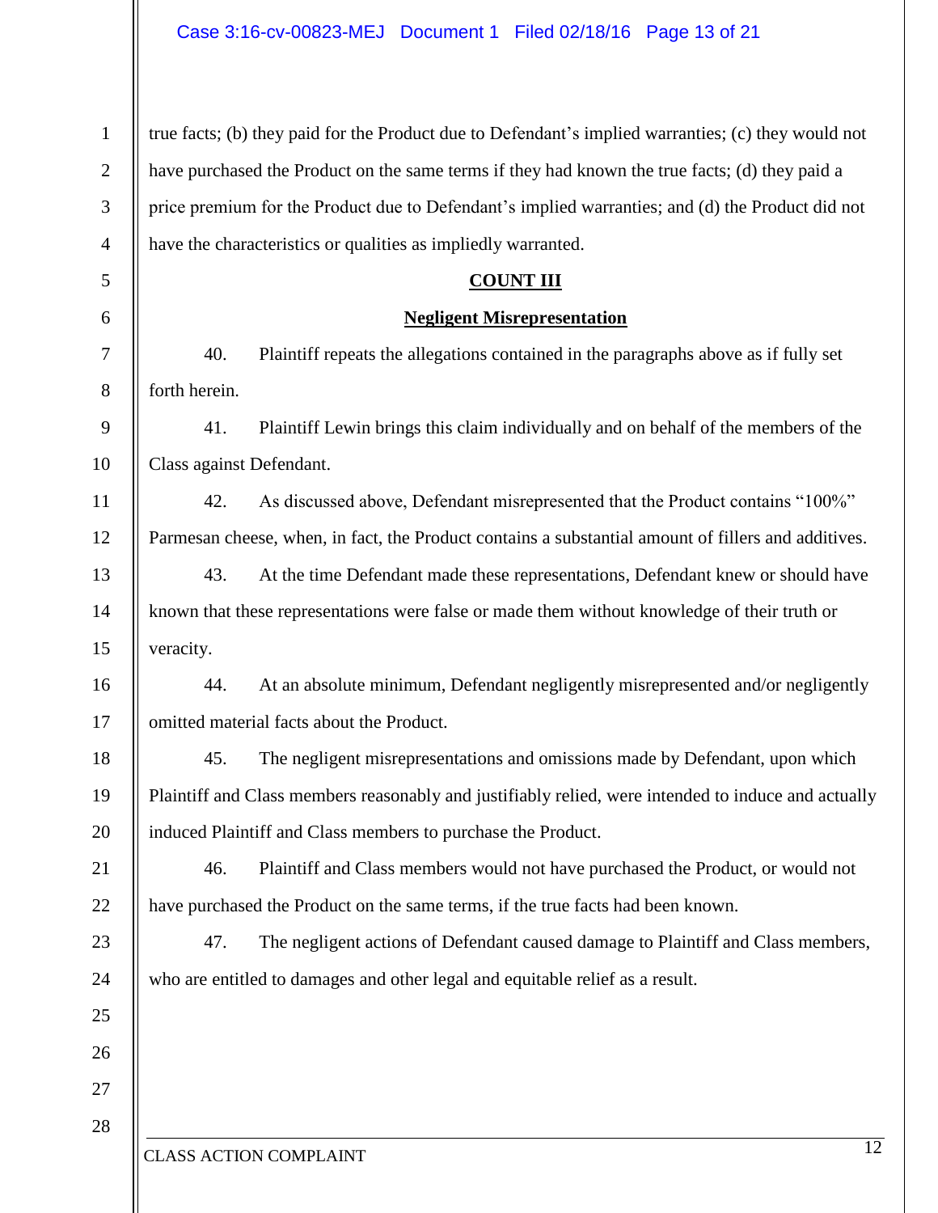true facts; (b) they paid for the Product due to Defendant's implied warranties; (c) they would not have purchased the Product on the same terms if they had known the true facts; (d) they paid a price premium for the Product due to Defendant's implied warranties; and (d) the Product did not have the characteristics or qualities as impliedly warranted.

## COUNT III

### Negligent Misrepresentation

40. Plaintiff repeats the allegations contained in the paragraphs above as if fully set forth herein.

41. Plaintiff Lewin brings this claim individually and on behalf of the members of the Class against Defendant.

42. As discussed above, Defendant misrepresented that the Product contains "100%" Parmesan cheese, when, in fact, the Product contains a substantial amount of fillers and additives.

43. At the time Defendant made these representations, Defendant knew or should have known that these representations were false or made them without knowledge of their truth or veracity.

44. At an absolute minimum, Defendant negligently misrepresented and/or negligently omitted material facts about the Product.

45. The negligent misrepresentations and omissions made by Defendant, upon which Plaintiff and Class members reasonably and justifiably relied, were intended to induce and actually induced Plaintiff and Class members to purchase the Product.

46. Plaintiff and Class members would not have purchased the Product, or would not have purchased the Product on the same terms, if the true facts had been known.

47. The negligent actions of Defendant caused damage to Plaintiff and Class members, who are entitled to damages and other legal and equitable relief as a result.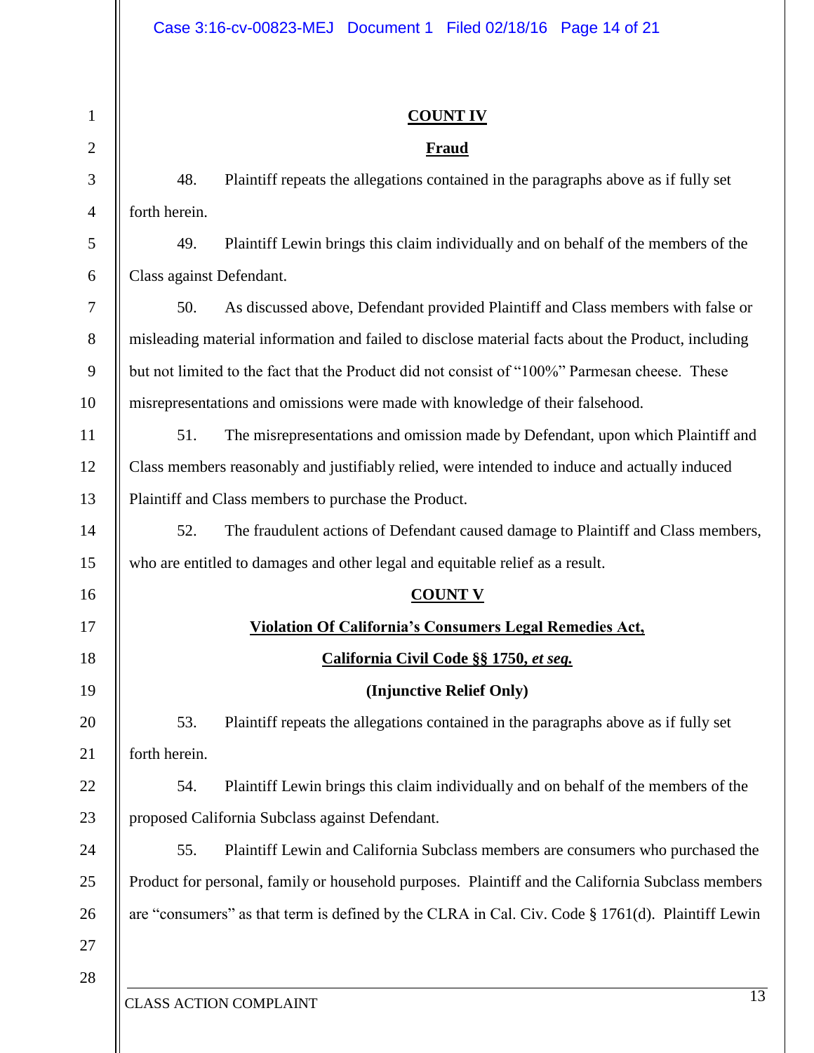## COUNT IV

## Fraud

48. Plaintiff repeats the allegations contained in the paragraphs above as if fully set forth herein.

49. Plaintiff Lewin brings this claim individually and on behalf of the members of the Class against Defendant.

50. As discussed above, Defendant provided Plaintiff and Class members with false or misleading material information and failed to disclose material facts about the Product, including but not limited to the fact that the Product did not consist of "100%" Parmesan cheese. These misrepresentations and omissions were made with knowledge of their falsehood.

51. The misrepresentations and omission made by Defendant, upon which Plaintiff and Class members reasonably and justifiably relied, were intended to induce and actually induced Plaintiff and Class members to purchase the Product.

52. The fraudulent actions of Defendant caused damage to Plaintiff and Class members, who are entitled to damages and other legal and equitable relief as a result.

## COUNT V

## Violation Of California's Consumers Legal Remedies Act, California Civil Code §§ 1750, *et seq.*

**(Injunctive Relief Only)**

53. Plaintiff repeats the allegations contained in the paragraphs above as if fully set forth herein.

54. Plaintiff Lewin brings this claim individually and on behalf of the members of the proposed California Subclass against Defendant.

55. Plaintiff Lewin and California Subclass members are consumers who purchased the Product for personal, family or household purposes. Plaintiff and the California Subclass members are "consumers" as that term is defined by the CLRA in Cal. Civ. Code § 1761(d). Plaintiff Lewin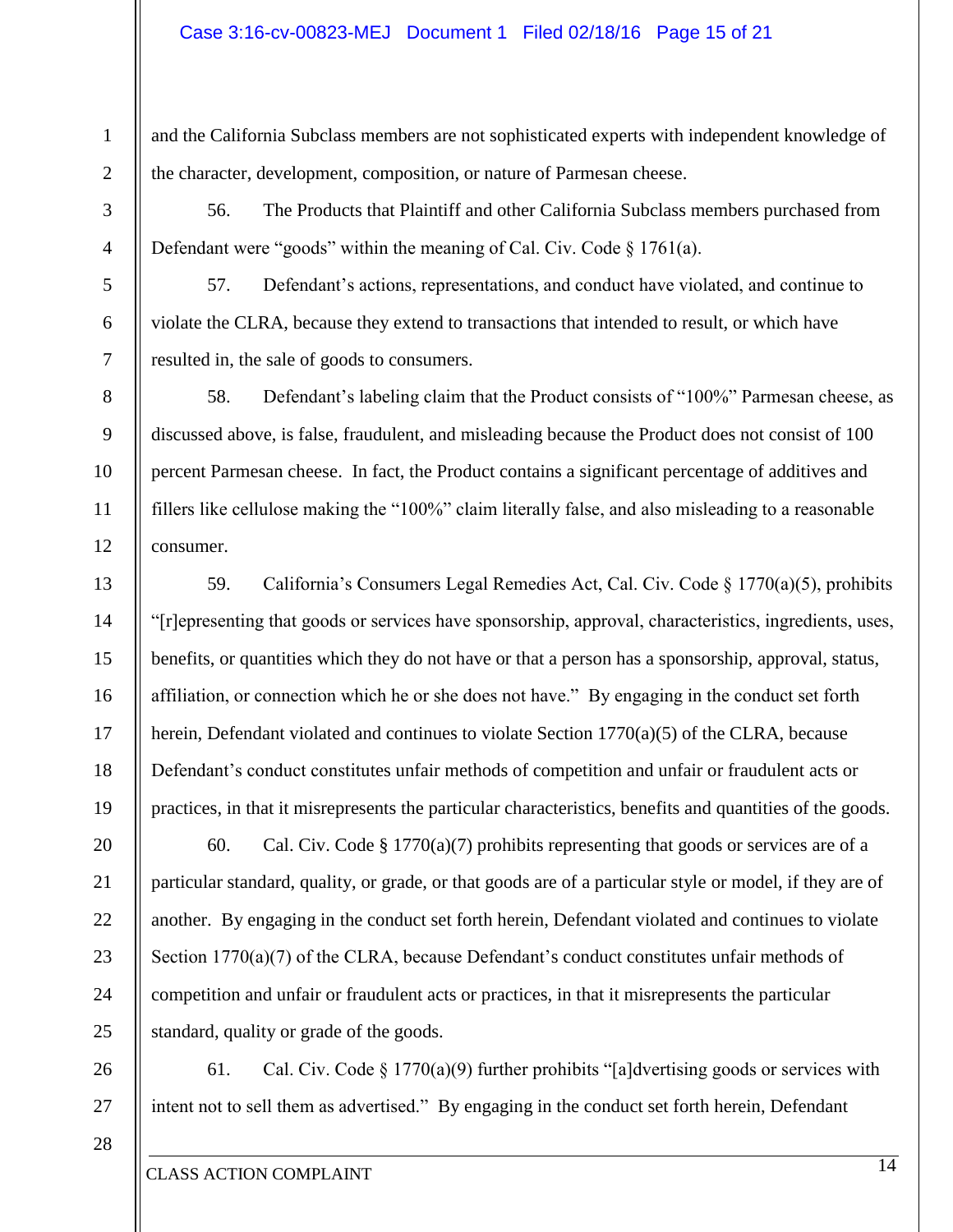and the California Subclass members are not sophisticated experts with independent knowledge of the character, development, composition, or nature of Parmesan cheese.

56. The Products that Plaintiff and other California Subclass members purchased from Defendant were "goods" within the meaning of Cal. Civ. Code § 1761(a).

57. Defendant's actions, representations, and conduct have violated, and continue to violate the CLRA, because they extend to transactions that intended to result, or which have resulted in, the sale of goods to consumers.

58. Defendant's labeling claim that the Product consists of "100%" Parmesan cheese, as discussed above, is false, fraudulent, and misleading because the Product does not consist of 100 percent Parmesan cheese. In fact, the Product contains a significant percentage of additives and fillers like cellulose making the "100%" claim literally false, and also misleading to a reasonable consumer.

59. California's Consumers Legal Remedies Act, Cal. Civ. Code § 1770(a)(5), prohibits "[r]epresenting that goods or services have sponsorship, approval, characteristics, ingredients, uses, benefits, or quantities which they do not have or that a person has a sponsorship, approval, status, affiliation, or connection which he or she does not have." By engaging in the conduct set forth herein, Defendant violated and continues to violate Section 1770(a)(5) of the CLRA, because Defendant's conduct constitutes unfair methods of competition and unfair or fraudulent acts or practices, in that it misrepresents the particular characteristics, benefits and quantities of the goods.

60. Cal. Civ. Code § 1770(a)(7) prohibits representing that goods or services are of a particular standard, quality, or grade, or that goods are of a particular style or model, if they are of another. By engaging in the conduct set forth herein, Defendant violated and continues to violate Section 1770(a)(7) of the CLRA, because Defendant's conduct constitutes unfair methods of competition and unfair or fraudulent acts or practices, in that it misrepresents the particular standard, quality or grade of the goods.

61. Cal. Civ. Code § 1770(a)(9) further prohibits "[a]dvertising goods or services with intent not to sell them as advertised." By engaging in the conduct set forth herein, Defendant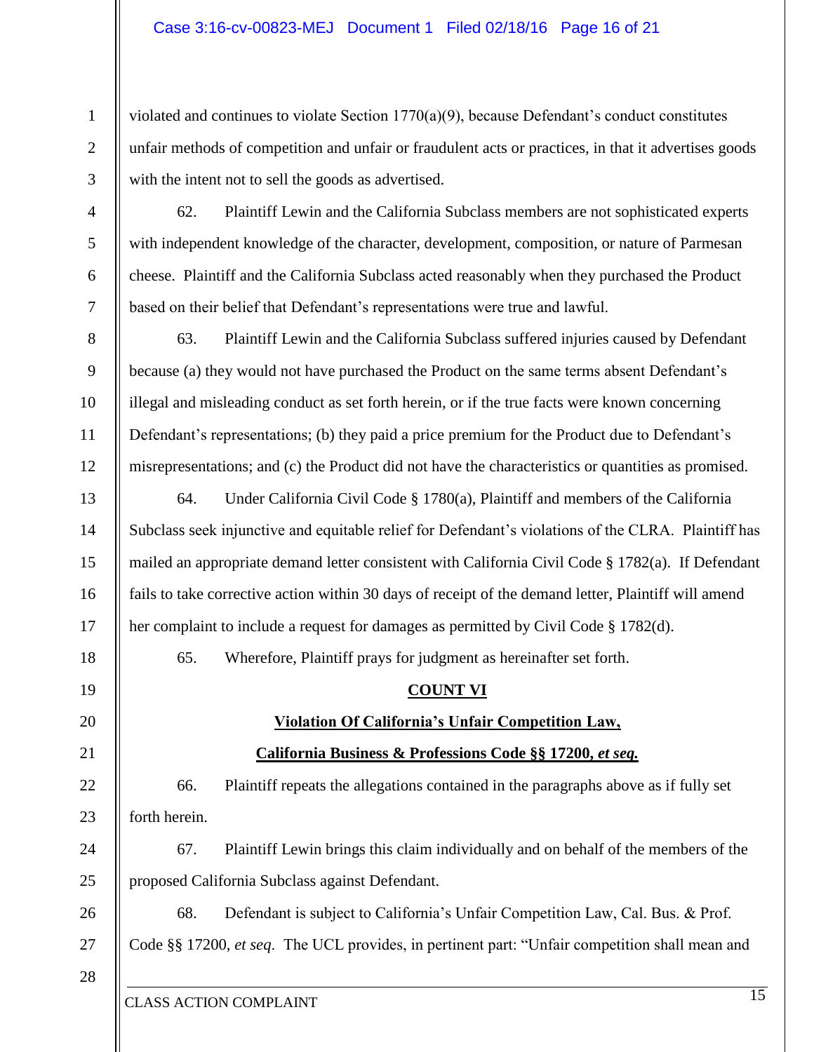violated and continues to violate Section 1770(a)(9), because Defendant's conduct constitutes unfair methods of competition and unfair or fraudulent acts or practices, in that it advertises goods with the intent not to sell the goods as advertised.

62. Plaintiff Lewin and the California Subclass members are not sophisticated experts with independent knowledge of the character, development, composition, or nature of Parmesan cheese. Plaintiff and the California Subclass acted reasonably when they purchased the Product based on their belief that Defendant's representations were true and lawful.

63. Plaintiff Lewin and the California Subclass suffered injuries caused by Defendant because (a) they would not have purchased the Product on the same terms absent Defendant's illegal and misleading conduct as set forth herein, or if the true facts were known concerning Defendant's representations; (b) they paid a price premium for the Product due to Defendant's misrepresentations; and (c) the Product did not have the characteristics or quantities as promised.

64. Under California Civil Code § 1780(a), Plaintiff and members of the California Subclass seek injunctive and equitable relief for Defendant's violations of the CLRA. Plaintiff has mailed an appropriate demand letter consistent with California Civil Code § 1782(a). If Defendant fails to take corrective action within 30 days of receipt of the demand letter, Plaintiff will amend her complaint to include a request for damages as permitted by Civil Code § 1782(d).

65. Wherefore, Plaintiff prays for judgment as hereinafter set forth.

**COUNT VI**

**Violation Of California's Unfair Competition Law,**

**California Business & Professions Code §§ 17200, *et seq.***

66. Plaintiff repeats the allegations contained in the paragraphs above as if fully set forth herein.

67. Plaintiff Lewin brings this claim individually and on behalf of the members of the proposed California Subclass against Defendant.

68. Defendant is subject to California's Unfair Competition Law, Cal. Bus. & Prof. Code §§ 17200, *et seq*. The UCL provides, in pertinent part: "Unfair competition shall mean and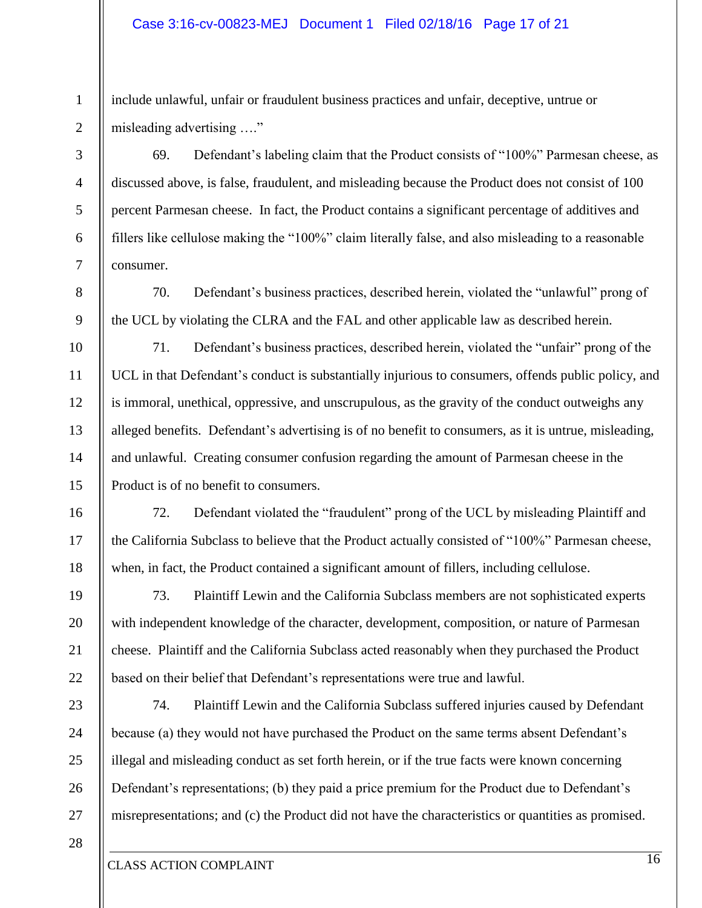include unlawful, unfair or fraudulent business practices and unfair, deceptive, untrue or misleading advertising ….”

69. Defendant's labeling claim that the Product consists of "100%" Parmesan cheese, as discussed above, is false, fraudulent, and misleading because the Product does not consist of 100 percent Parmesan cheese. In fact, the Product contains a significant percentage of additives and fillers like cellulose making the "100%" claim literally false, and also misleading to a reasonable consumer.

70. Defendant's business practices, described herein, violated the "unlawful" prong of the UCL by violating the CLRA and the FAL and other applicable law as described herein.

71. Defendant's business practices, described herein, violated the "unfair" prong of the UCL in that Defendant's conduct is substantially injurious to consumers, offends public policy, and is immoral, unethical, oppressive, and unscrupulous, as the gravity of the conduct outweighs any alleged benefits. Defendant's advertising is of no benefit to consumers, as it is untrue, misleading, and unlawful. Creating consumer confusion regarding the amount of Parmesan cheese in the Product is of no benefit to consumers.

72. Defendant violated the "fraudulent" prong of the UCL by misleading Plaintiff and the California Subclass to believe that the Product actually consisted of "100%" Parmesan cheese, when, in fact, the Product contained a significant amount of fillers, including cellulose.

73. Plaintiff Lewin and the California Subclass members are not sophisticated experts with independent knowledge of the character, development, composition, or nature of Parmesan cheese. Plaintiff and the California Subclass acted reasonably when they purchased the Product based on their belief that Defendant's representations were true and lawful.

74. Plaintiff Lewin and the California Subclass suffered injuries caused by Defendant because (a) they would not have purchased the Product on the same terms absent Defendant's illegal and misleading conduct as set forth herein, or if the true facts were known concerning Defendant's representations; (b) they paid a price premium for the Product due to Defendant's misrepresentations; and (c) the Product did not have the characteristics or quantities as promised.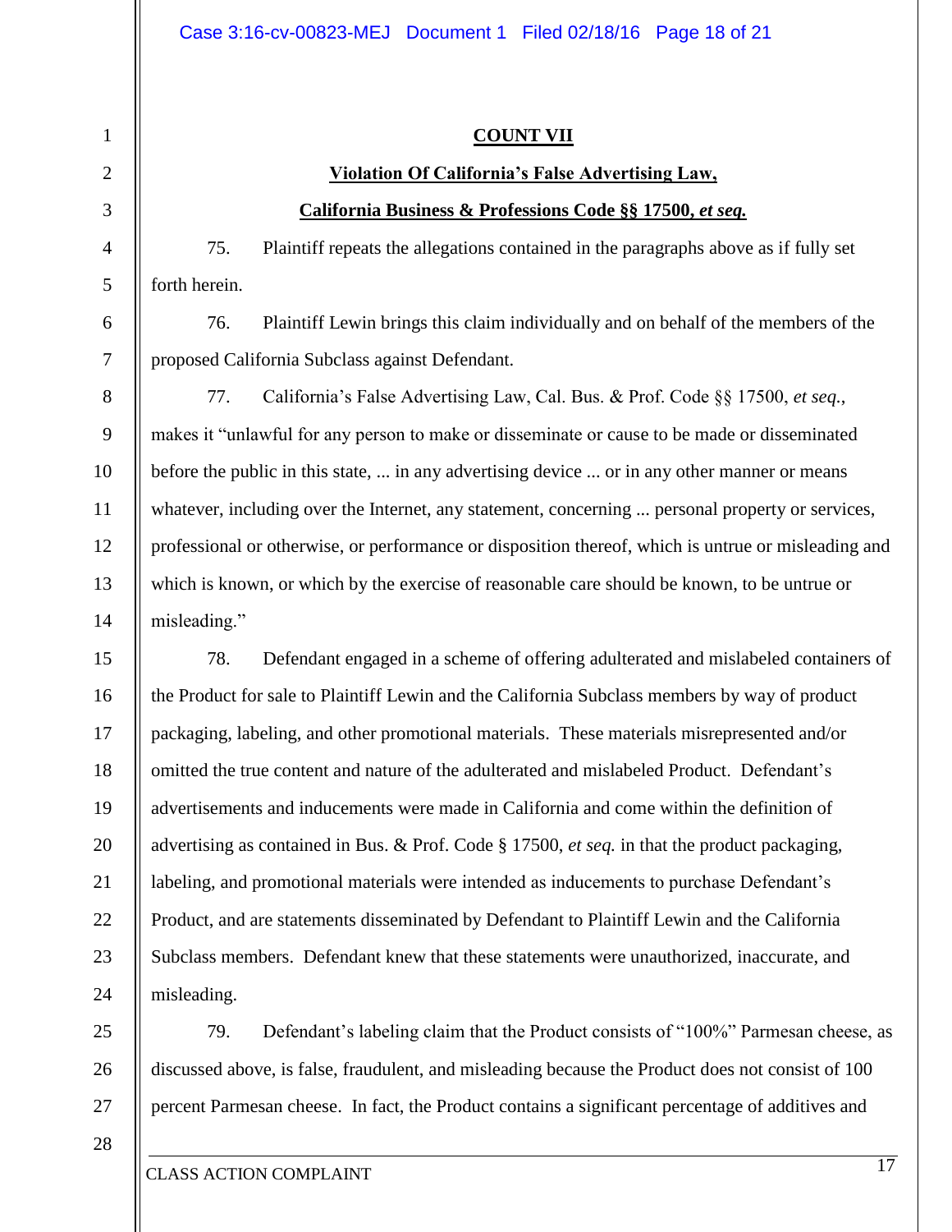**COUNT VII**

**Violation Of California's False Advertising Law,**

**California Business & Professions Code §§ 17500, *et seq.***

75. Plaintiff repeats the allegations contained in the paragraphs above as if fully set forth herein.

76. Plaintiff Lewin brings this claim individually and on behalf of the members of the proposed California Subclass against Defendant.

77. California's False Advertising Law, Cal. Bus. & Prof. Code §§ 17500, *et seq.*, makes it "unlawful for any person to make or disseminate or cause to be made or disseminated before the public in this state, ... in any advertising device ... or in any other manner or means whatever, including over the Internet, any statement, concerning ... personal property or services, professional or otherwise, or performance or disposition thereof, which is untrue or misleading and which is known, or which by the exercise of reasonable care should be known, to be untrue or misleading."

78. Defendant engaged in a scheme of offering adulterated and mislabeled containers of the Product for sale to Plaintiff Lewin and the California Subclass members by way of product packaging, labeling, and other promotional materials. These materials misrepresented and/or omitted the true content and nature of the adulterated and mislabeled Product. Defendant's advertisements and inducements were made in California and come within the definition of advertising as contained in Bus. & Prof. Code § 17500, *et seq.* in that the product packaging, labeling, and promotional materials were intended as inducements to purchase Defendant's Product, and are statements disseminated by Defendant to Plaintiff Lewin and the California Subclass members. Defendant knew that these statements were unauthorized, inaccurate, and misleading.

79. Defendant's labeling claim that the Product consists of "100%" Parmesan cheese, as discussed above, is false, fraudulent, and misleading because the Product does not consist of 100 percent Parmesan cheese. In fact, the Product contains a significant percentage of additives and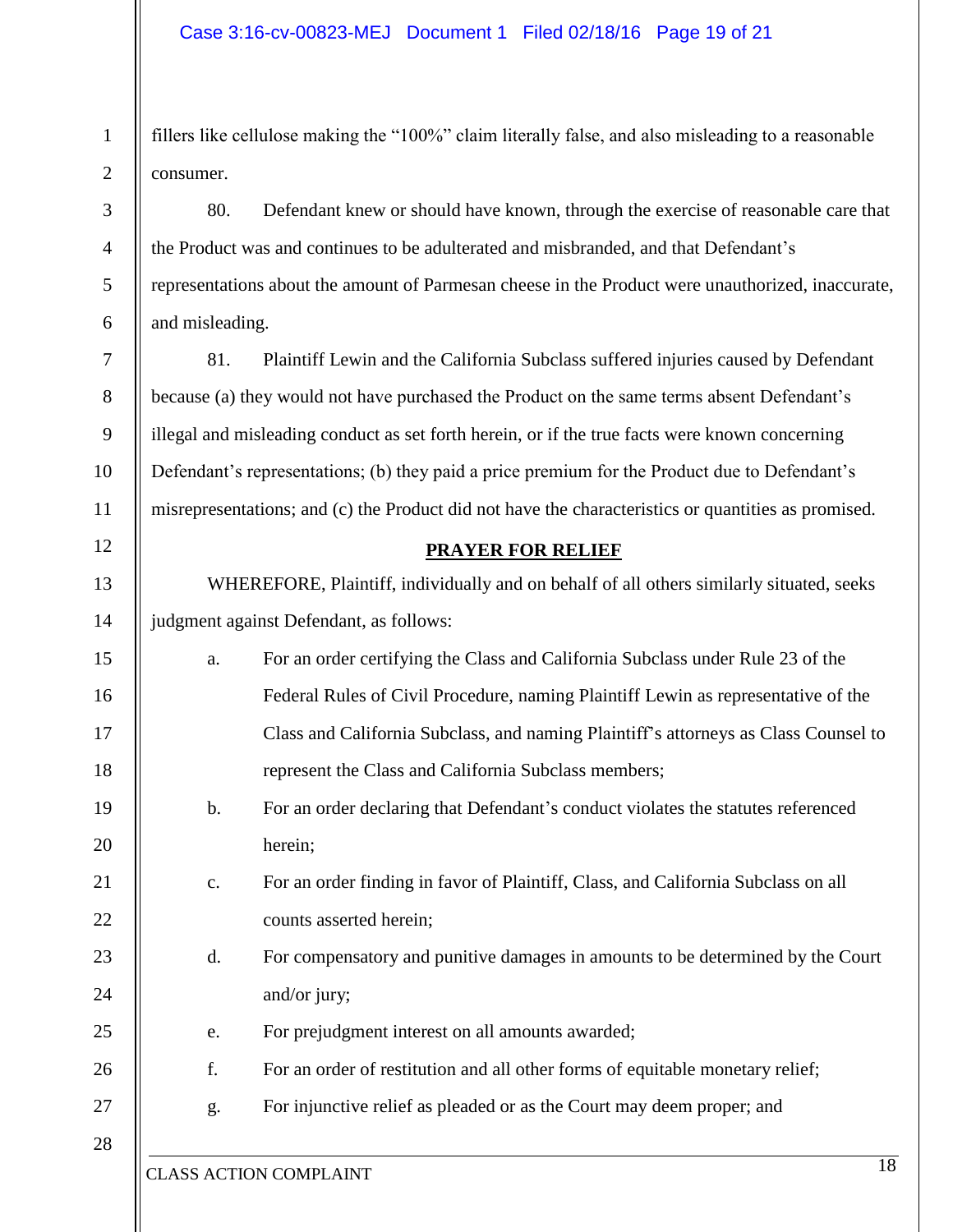fillers like cellulose making the "100%" claim literally false, and also misleading to a reasonable consumer.

80. Defendant knew or should have known, through the exercise of reasonable care that the Product was and continues to be adulterated and misbranded, and that Defendant's representations about the amount of Parmesan cheese in the Product were unauthorized, inaccurate, and misleading.

81. Plaintiff Lewin and the California Subclass suffered injuries caused by Defendant because (a) they would not have purchased the Product on the same terms absent Defendant's illegal and misleading conduct as set forth herein, or if the true facts were known concerning Defendant's representations; (b) they paid a price premium for the Product due to Defendant's misrepresentations; and (c) the Product did not have the characteristics or quantities as promised.

## PRAYER FOR RELIEF

WHEREFORE, Plaintiff, individually and on behalf of all others similarly situated, seeks judgment against Defendant, as follows:

a. For an order certifying the Class and California Subclass under Rule 23 of the Federal Rules of Civil Procedure, naming Plaintiff Lewin as representative of the Class and California Subclass, and naming Plaintiff's attorneys as Class Counsel to represent the Class and California Subclass members;

b. For an order declaring that Defendant's conduct violates the statutes referenced herein;

c. For an order finding in favor of Plaintiff, Class, and California Subclass on all counts asserted herein;

d. For compensatory and punitive damages in amounts to be determined by the Court and/or jury;

e. For prejudgment interest on all amounts awarded;

f. For an order of restitution and all other forms of equitable monetary relief;

g. For injunctive relief as pleaded or as the Court may deem proper; and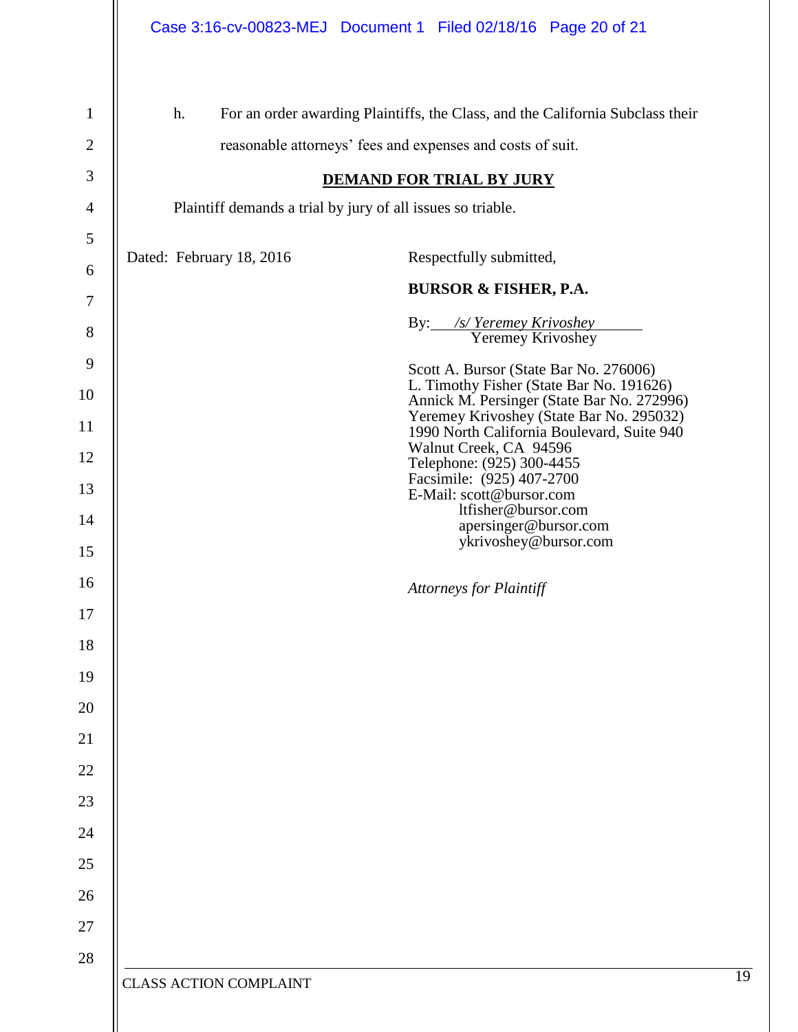h. For an order awarding Plaintiffs, the Class, and the California Subclass their reasonable attorneys' fees and expenses and costs of suit.

**DEMAND FOR TRIAL BY JURY**

Plaintiff demands a trial by jury of all issues so triable.

Dated: February 18, 2016

Respectfully submitted,

**BURSOR & FISHER, P.A.**

By: */s/ Yeremey Krivoshey*
Yeremey Krivoshey

Scott A. Bursor (State Bar No. 276006)
L. Timothy Fisher (State Bar No. 191626)
Annick M. Persinger (State Bar No. 272996)
Yeremey Krivoshey (State Bar No. 295032)
1990 North California Boulevard, Suite 940
Walnut Creek, CA 94596
Telephone: (925) 300-4455
Facsimile: (925) 407-2700
E-Mail: scott@bursor.com
ltfisher@bursor.com
apersinger@bursor.com
ykrivoshey@bursor.com

*Attorneys for Plaintiff*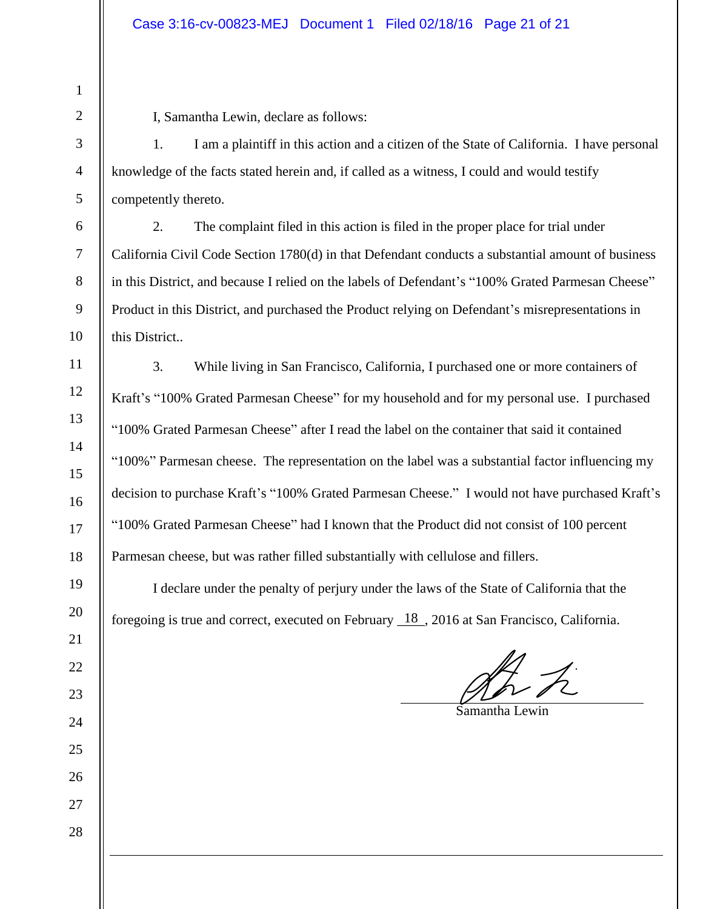I, Samantha Lewin, declare as follows:

1. I am a plaintiff in this action and a citizen of the State of California. I have personal knowledge of the facts stated herein and, if called as a witness, I could and would testify competently thereto.

2. The complaint filed in this action is filed in the proper place for trial under California Civil Code Section 1780(d) in that Defendant conducts a substantial amount of business in this District, and because I relied on the labels of Defendant's "100% Grated Parmesan Cheese" Product in this District, and purchased the Product relying on Defendant's misrepresentations in this District..

3. While living in San Francisco, California, I purchased one or more containers of Kraft's "100% Grated Parmesan Cheese" for my household and for my personal use. I purchased "100% Grated Parmesan Cheese" after I read the label on the container that said it contained "100%" Parmesan cheese. The representation on the label was a substantial factor influencing my decision to purchase Kraft's "100% Grated Parmesan Cheese." I would not have purchased Kraft's "100% Grated Parmesan Cheese" had I known that the Product did not consist of 100 percent Parmesan cheese, but was rather filled substantially with cellulose and fillers.

I declare under the penalty of perjury under the laws of the State of California that the foregoing is true and correct, executed on February 18, 2016 at San Francisco, California.

Samantha Lewin